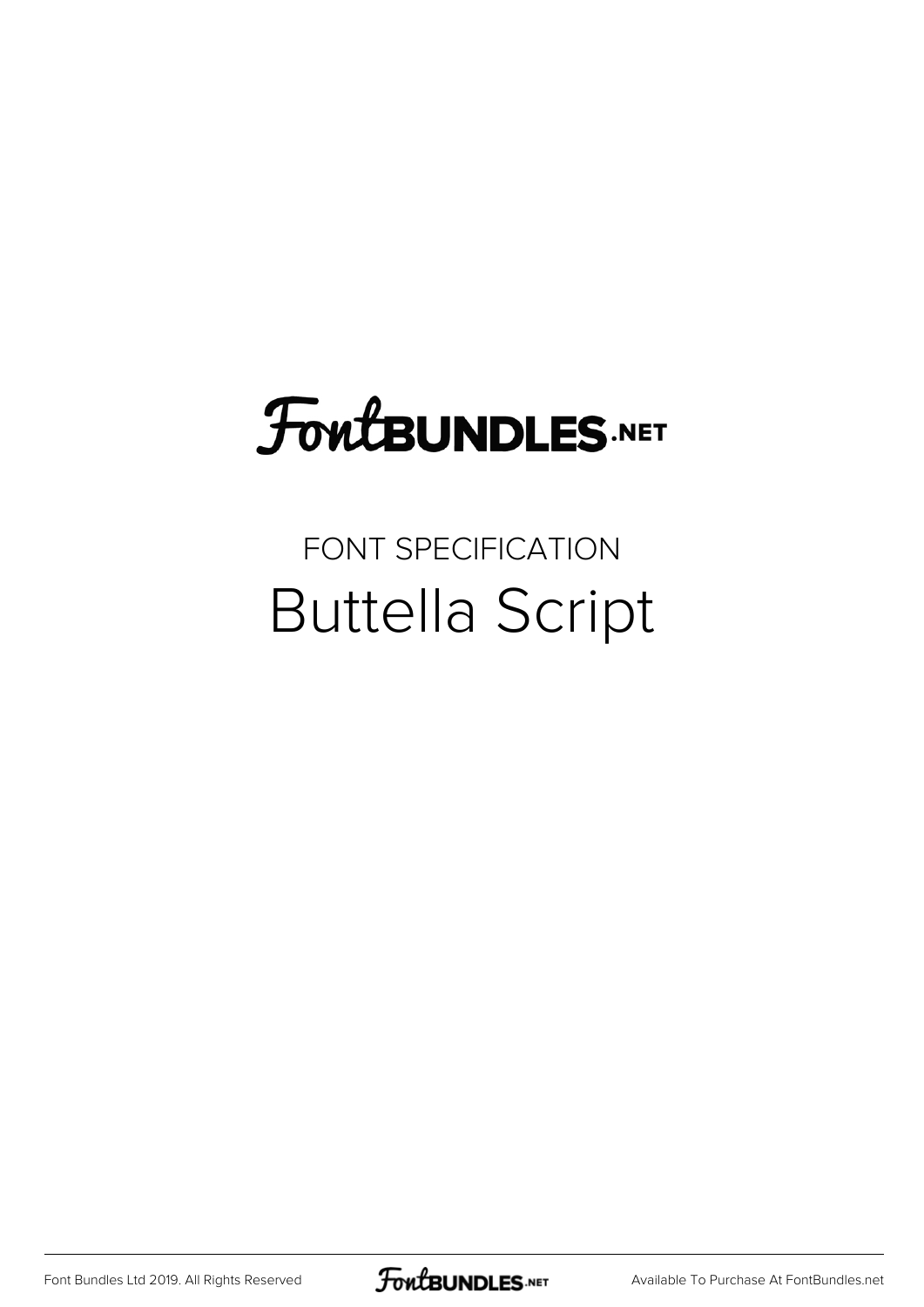# FontBUNDLES.NET

FONT SPECIFICATION

## Buttella Script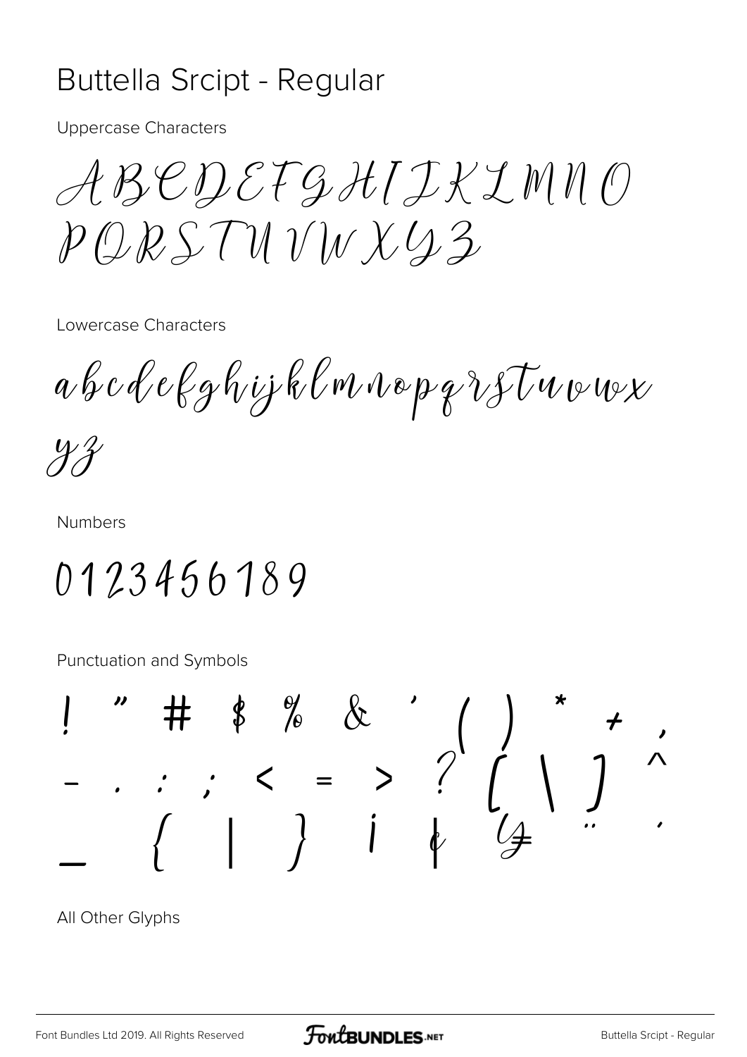# Buttella Srcipt - Regular

Uppercase Characters

ABCDEFGHIJKLMNO
PQRSTUVWXYZ

Lowercase Characters

abcdefghijklmnopqrstuvwx
yz

Numbers

0123456789

Punctuation and Symbols

! " # $ % & ' ( ) * + ,
- . : ; < = > ? [ \ ] ^
_ { | } ¡ ¢ £ ¨ ´

All Other Glyphs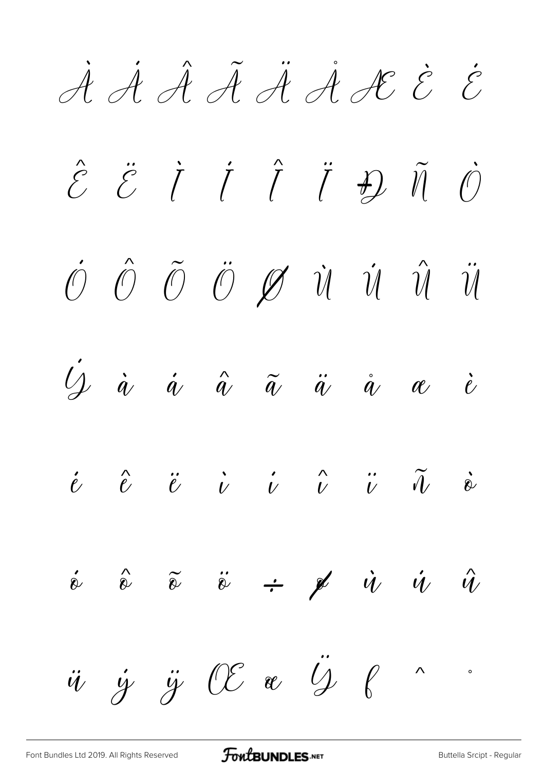À Á Â Ã Ä Å Æ È É

Ê Ë Ì Í Î Ï Đ Ñ Ò

Ó Ô Õ Ö Ø Ù Ú Û Ü

Ý à á â ã ä å æ è

é ê ë ì í î ï ñ ò

ó ô õ ö ÷ ø ù ú û

ü ý ÿ Œ œ Ÿ ƒ ˆ ˚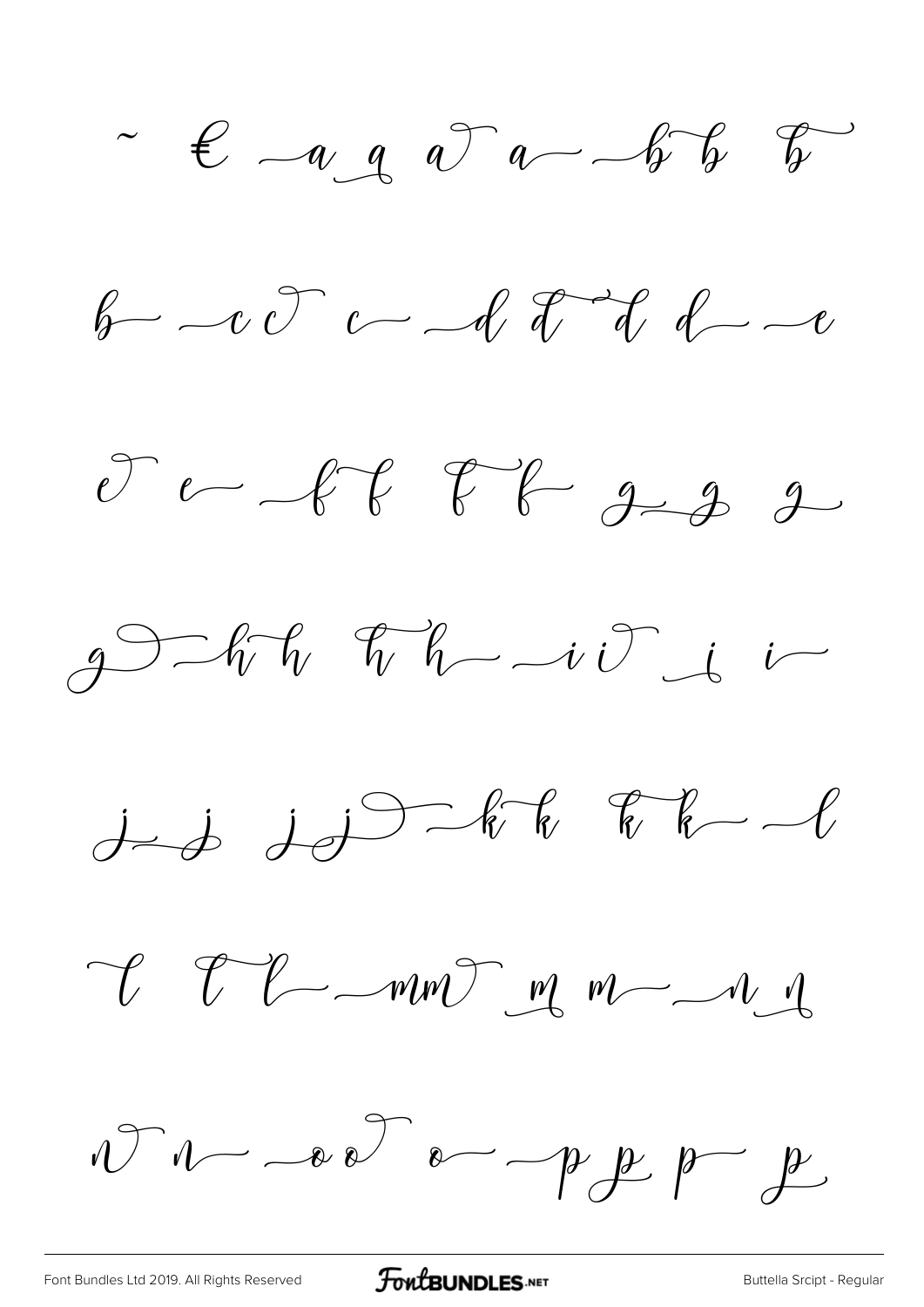~ € a a a a b b b

b c c c d d d d e

e e f f f f g g g

g h h h h i i i i

j j j j k k k k l

l l l m m m m n n

n n o o o p p p p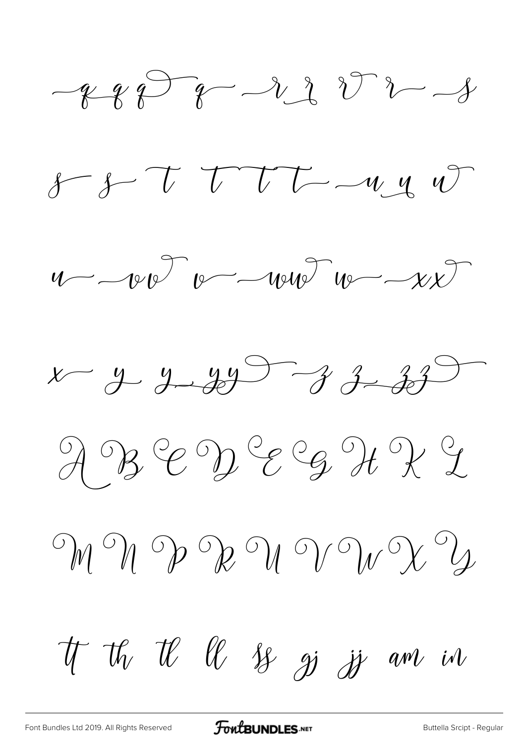q q q q r r r r s

s s t t t t u u u

u v v v w w w w x x

x y y y y z z z z

A B C D E G H K L

M N P R U V W X Y

tt th tl ll ss gj jj am in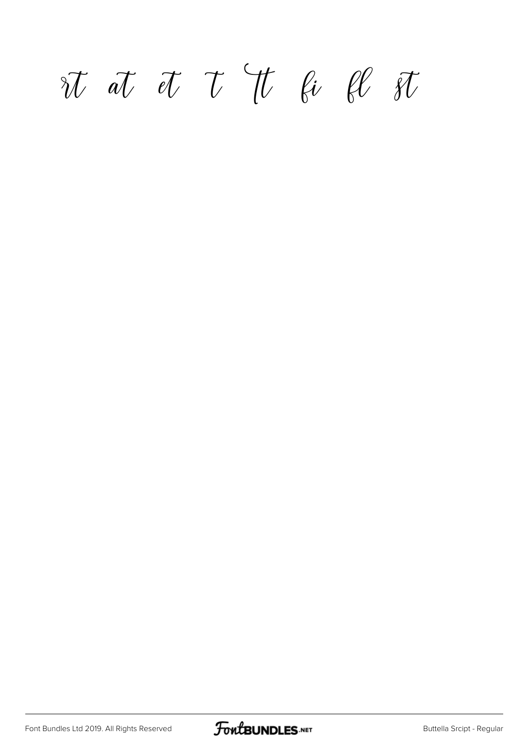rt at et T Tt fi fl st